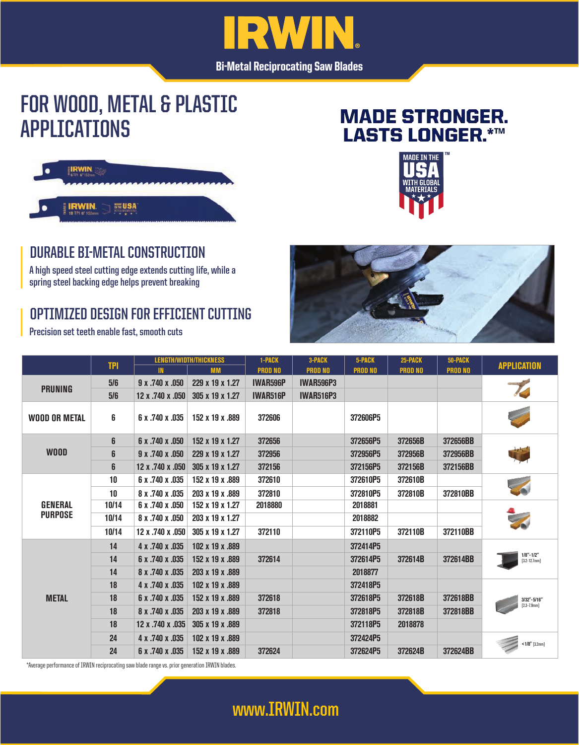# IRWIN

**Bi-Metal Reciprocating Saw Blades**

## FOR WOOD, METAL & PLASTIC APPLICATIONS

**MADE STRONGER. LASTS LONGER.*™**

MADE IN THE USA WITH GLOBAL MATERIALS™

### DURABLE BI-METAL CONSTRUCTION

A high speed steel cutting edge extends cutting life, while a spring steel backing edge helps prevent breaking

### OPTIMIZED DESIGN FOR EFFICIENT CUTTING

Precision set teeth enable fast, smooth cuts

| | TPI | LENGTH/WIDTH/THICKNESS IN | LENGTH/WIDTH/THICKNESS MM | 1-PACK PROD NO | 3-PACK PROD NO | 5-PACK PROD NO | 25-PACK PROD NO | 50-PACK PROD NO | APPLICATION |
|---|---|---|---|---|---|---|---|---|---|
| PRUNING | 5/6 | 9 x .740 x .050 | 229 x 19 x 1.27 | IWAR596P | IWAR596P3 | | | | |
| | 5/6 | 12 x .740 x .050 | 305 x 19 x 1.27 | IWAR516P | IWAR516P3 | | | | |
| WOOD OR METAL | 6 | 6 x .740 x .035 | 152 x 19 x .889 | 372606 | | 372606P5 | | | |
| WOOD | 6 | 6 x .740 x .050 | 152 x 19 x 1.27 | 372656 | | 372656P5 | 372656B | 372656BB | |
| | 6 | 9 x .740 x .050 | 229 x 19 x 1.27 | 372956 | | 372956P5 | 372956B | 372956BB | |
| | 6 | 12 x .740 x .050 | 305 x 19 x 1.27 | 372156 | | 372156P5 | 372156B | 372156BB | |
| GENERAL PURPOSE | 10 | 6 x .740 x .035 | 152 x 19 x .889 | 372610 | | 372610P5 | 372610B | | |
| | 10 | 8 x .740 x .035 | 203 x 19 x .889 | 372810 | | 372810P5 | 372810B | 372810BB | |
| | 10/14 | 6 x .740 x .050 | 152 x 19 x 1.27 | 2018880 | | 2018881 | | | |
| | 10/14 | 8 x .740 x .050 | 203 x 19 x 1.27 | | | 2018882 | | | |
| | 10/14 | 12 x .740 x .050 | 305 x 19 x 1.27 | 372110 | | 372110P5 | 372110B | 372110BB | |
| METAL | 14 | 4 x .740 x .035 | 102 x 19 x .889 | | | 372414P5 | | | 1/8"-1/2" [3.2-12.7mm] |
| | 14 | 6 x .740 x .035 | 152 x 19 x .889 | 372614 | | 372614P5 | 372614B | 372614BB | |
| | 14 | 8 x .740 x .035 | 203 x 19 x .889 | | | 2018877 | | | |
| | 18 | 4 x .740 x .035 | 102 x 19 x .889 | | | 372418P5 | | | 3/32"-5/16" [2.3-7.9mm] |
| | 18 | 6 x .740 x .035 | 152 x 19 x .889 | 372618 | | 372618P5 | 372618B | 372618BB | |
| | 18 | 8 x .740 x .035 | 203 x 19 x .889 | 372818 | | 372818P5 | 372818B | 372818BB | |
| | 18 | 12 x .740 x .035 | 305 x 19 x .889 | | | 372118P5 | 2018878 | | |
| | 24 | 4 x .740 x .035 | 102 x 19 x .889 | | | 372424P5 | | | <1/8" [3.2mm] |
| | 24 | 6 x .740 x .035 | 152 x 19 x .889 | 372624 | | 372624P5 | 372624B | 372624BB | |

*Average performance of IRWIN reciprocating saw blade range vs. prior generation IRWIN blades.

www.IRWIN.com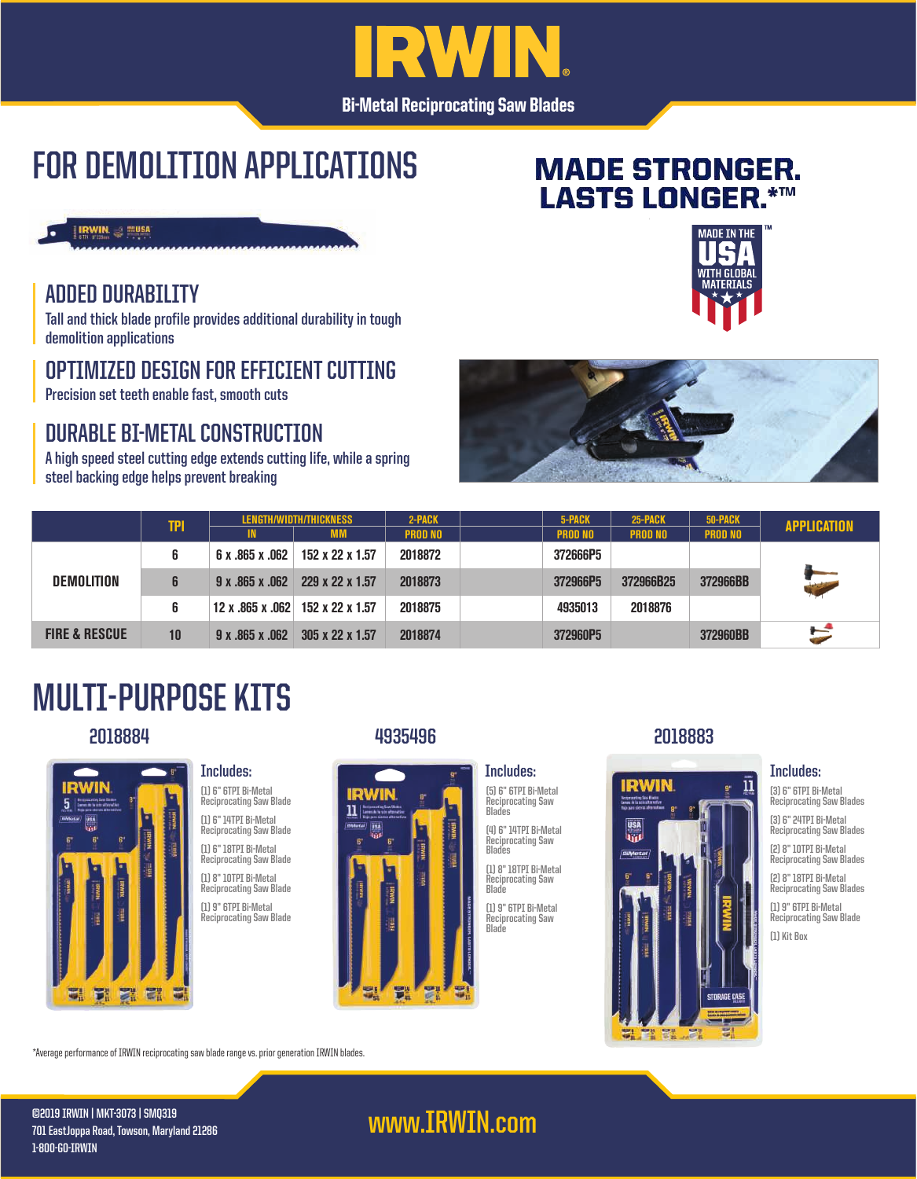# IRWIN

**Bi-Metal Reciprocating Saw Blades**

## FOR DEMOLITION APPLICATIONS

**MADE STRONGER. LASTS LONGER.*™**

MADE IN THE USA WITH GLOBAL MATERIALS™

### ADDED DURABILITY

Tall and thick blade profile provides additional durability in tough demolition applications

### OPTIMIZED DESIGN FOR EFFICIENT CUTTING

Precision set teeth enable fast, smooth cuts

### DURABLE BI-METAL CONSTRUCTION

A high speed steel cutting edge extends cutting life, while a spring steel backing edge helps prevent breaking

| | TPI | LENGTH/WIDTH/THICKNESS | | 2-PACK | | 5-PACK | 25-PACK | 50-PACK | APPLICATION |
|---|---|---|---|---|---|---|---|---|---|
| | | IN | MM | PROD NO | | PROD NO | PROD NO | PROD NO | |
| DEMOLITION | 6 | 6 x .865 x .062 | 152 x 22 x 1.57 | 2018872 | | 372666P5 | | | |
| | 6 | 9 x .865 x .062 | 229 x 22 x 1.57 | 2018873 | | 372966P5 | 372966B25 | 372966BB | |
| | 6 | 12 x .865 x .062 | 152 x 22 x 1.57 | 2018875 | | 4935013 | 2018876 | | |
| FIRE & RESCUE | 10 | 9 x .865 x .062 | 305 x 22 x 1.57 | 2018874 | | 372960P5 | | 372960BB | |

## MULTI-PURPOSE KITS

### 2018884

Includes:

- (1) 6" 6TPI Bi-Metal Reciprocating Saw Blade
- (1) 6" 14TPI Bi-Metal Reciprocating Saw Blade
- (1) 6" 18TPI Bi-Metal Reciprocating Saw Blade
- (1) 8" 10TPI Bi-Metal Reciprocating Saw Blade
- (1) 9" 6TPI Bi-Metal Reciprocating Saw Blade

### 4935496

Includes:

- (5) 6" 6TPI Bi-Metal Reciprocating Saw Blades
- (4) 6" 14TPI Bi-Metal Reciprocating Saw Blades
- (1) 8" 18TPI Bi-Metal Reciprocating Saw Blade
- (1) 9" 6TPI Bi-Metal Reciprocating Saw Blade

### 2018883

Includes:

- (3) 6" 6TPI Bi-Metal Reciprocating Saw Blades
- (3) 6" 24TPI Bi-Metal Reciprocating Saw Blades
- (2) 8" 10TPI Bi-Metal Reciprocating Saw Blades
- (2) 8" 18TPI Bi-Metal Reciprocating Saw Blades
- (1) 9" 6TPI Bi-Metal Reciprocating Saw Blade
- (1) Kit Box

*Average performance of IRWIN reciprocating saw blade range vs. prior generation IRWIN blades.

©2019 IRWIN | MKT-3073 | SMQ319
701 East Joppa Road, Towson, Maryland 21286
1-800-GO-IRWIN

www.IRWIN.com